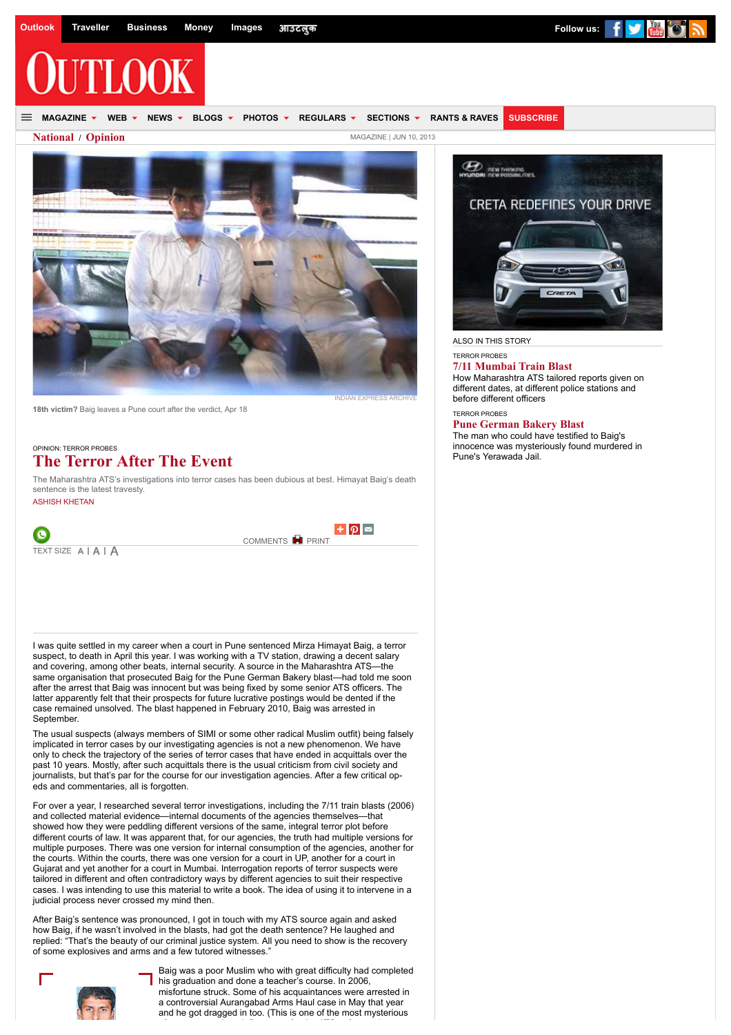National / Opinion

MAGAZINE | JUN 10, 2013

INDIAN EXPRESS ARCHIVE

**18th victim?** Baig leaves a Pune court after the verdict, Apr 18

OPINION: TERROR PROBES

# The Terror After The Event

The Maharashtra ATS's investigations into terror cases has been dubious at best. Himayat Baig's death sentence is the latest travesty.

ASHISH KHETAN

I was quite settled in my career when a court in Pune sentenced Mirza Himayat Baig, a terror suspect, to death in April this year. I was working with a TV station, drawing a decent salary and covering, among other beats, internal security. A source in the Maharashtra ATS—the same organisation that prosecuted Baig for the Pune German Bakery blast—had told me soon after the arrest that Baig was innocent but was being fixed by some senior ATS officers. The latter apparently felt that their prospects for future lucrative postings would be dented if the case remained unsolved. The blast happened in February 2010, Baig was arrested in September.

The usual suspects (always members of SIMI or some other radical Muslim outfit) being falsely implicated in terror cases by our investigating agencies is not a new phenomenon. We have only to check the trajectory of the series of terror cases that have ended in acquittals over the past 10 years. Mostly, after such acquittals there is the usual criticism from civil society and journalists, but that's par for the course for our investigation agencies. After a few critical op-eds and commentaries, all is forgotten.

For over a year, I researched several terror investigations, including the 7/11 train blasts (2006) and collected material evidence—internal documents of the agencies themselves—that showed how they were peddling different versions of the same, integral terror plot before different courts of law. It was apparent that, for our agencies, the truth had multiple versions for multiple purposes. There was one version for internal consumption of the agencies, another for the courts. Within the courts, there was one version for a court in UP, another for a court in Gujarat and yet another for a court in Mumbai. Interrogation reports of terror suspects were tailored in different and often contradictory ways by different agencies to suit their respective cases. I was intending to use this material to write a book. The idea of using it to intervene in a judicial process never crossed my mind then.

After Baig's sentence was pronounced, I got in touch with my ATS source again and asked how Baig, if he wasn't involved in the blasts, had got the death sentence? He laughed and replied: "That's the beauty of our criminal justice system. All you need to show is the recovery of some explosives and arms and a few tutored witnesses."

Baig was a poor Muslim who with great difficulty had completed his graduation and done a teacher's course. In 2006, misfortune struck. Some of his acquaintances were arrested in a controversial Aurangabad Arms Haul case in May that year and he got dragged in too. (This is one of the most mysterious

ALSO IN THIS STORY

TERROR PROBES

**7/11 Mumbai Train Blast**

How Maharashtra ATS tailored reports given on different dates, at different police stations and before different officers

TERROR PROBES

**Pune German Bakery Blast**

The man who could have testified to Baig's innocence was mysteriously found murdered in Pune's Yerawada Jail.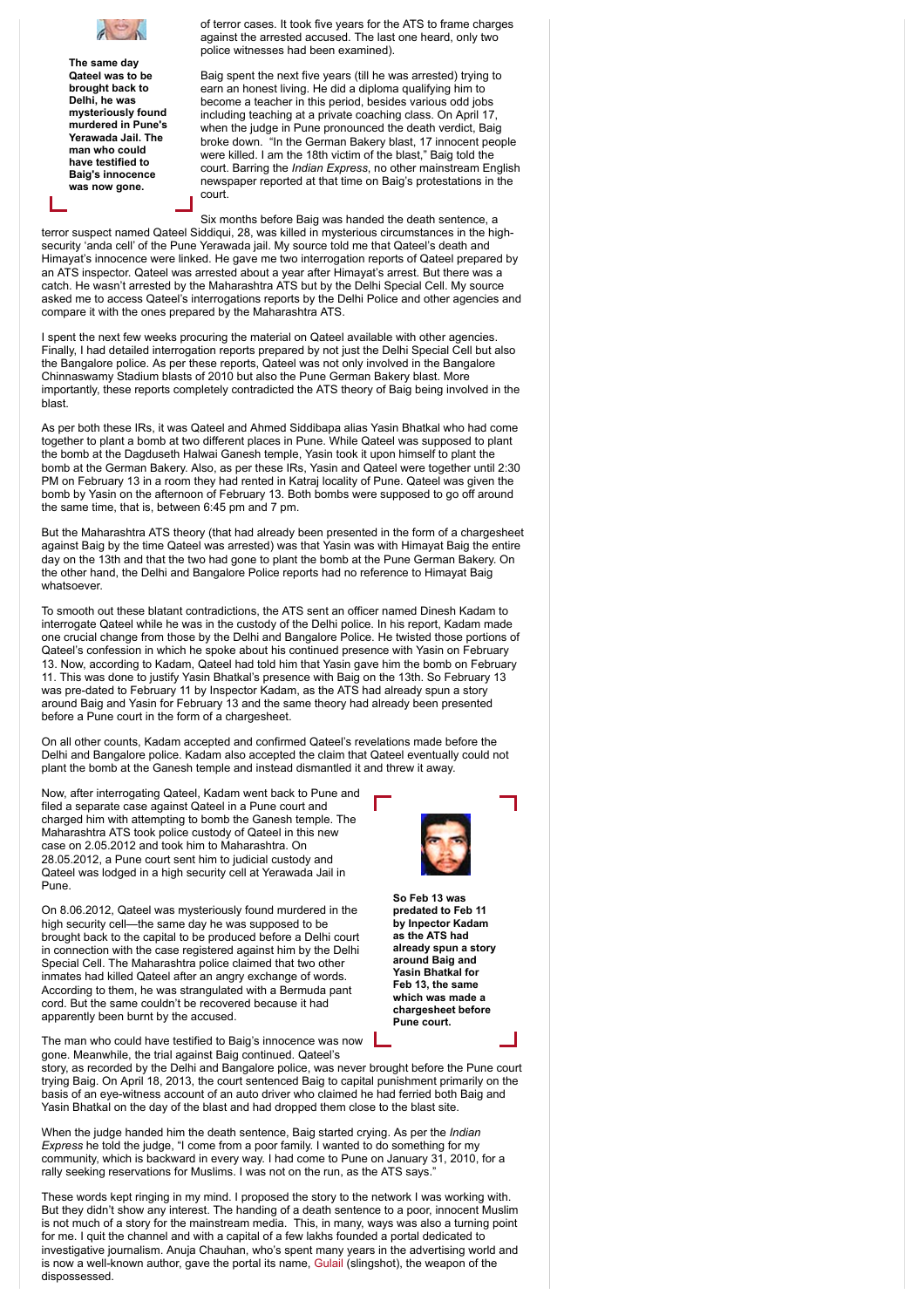**The same day Qateel was to be brought back to Delhi, he was mysteriously found murdered in Pune's Yerawada Jail. The man who could have testified to Baig's innocence was now gone.**

of terror cases. It took five years for the ATS to frame charges against the arrested accused. The last one heard, only two police witnesses had been examined).

Baig spent the next five years (till he was arrested) trying to earn an honest living. He did a diploma qualifying him to become a teacher in this period, besides various odd jobs including teaching at a private coaching class. On April 17, when the judge in Pune pronounced the death verdict, Baig broke down. "In the German Bakery blast, 17 innocent people were killed. I am the 18th victim of the blast," Baig told the court. Barring the *Indian Express*, no other mainstream English newspaper reported at that time on Baig's protestations in the court.

Six months before Baig was handed the death sentence, a terror suspect named Qateel Siddiqui, 28, was killed in mysterious circumstances in the high-security 'anda cell' of the Pune Yerawada jail. My source told me that Qateel's death and Himayat's innocence were linked. He gave me two interrogation reports of Qateel prepared by an ATS inspector. Qateel was arrested about a year after Himayat's arrest. But there was a catch. He wasn't arrested by the Maharashtra ATS but by the Delhi Special Cell. My source asked me to access Qateel's interrogations reports by the Delhi Police and other agencies and compare it with the ones prepared by the Maharashtra ATS.

I spent the next few weeks procuring the material on Qateel available with other agencies. Finally, I had detailed interrogation reports prepared by not just the Delhi Special Cell but also the Bangalore police. As per these reports, Qateel was not only involved in the Bangalore Chinnaswamy Stadium blasts of 2010 but also the Pune German Bakery blast. More importantly, these reports completely contradicted the ATS theory of Baig being involved in the blast.

As per both these IRs, it was Qateel and Ahmed Siddibapa alias Yasin Bhatkal who had come together to plant a bomb at two different places in Pune. While Qateel was supposed to plant the bomb at the Dagduseth Halwai Ganesh temple, Yasin took it upon himself to plant the bomb at the German Bakery. Also, as per these IRs, Yasin and Qateel were together until 2:30 PM on February 13 in a room they had rented in Katraj locality of Pune. Qateel was given the bomb by Yasin on the afternoon of February 13. Both bombs were supposed to go off around the same time, that is, between 6:45 pm and 7 pm.

But the Maharashtra ATS theory (that had already been presented in the form of a chargesheet against Baig by the time Qateel was arrested) was that Yasin was with Himayat Baig the entire day on the 13th and that the two had gone to plant the bomb at the Pune German Bakery. On the other hand, the Delhi and Bangalore Police reports had no reference to Himayat Baig whatsoever.

To smooth out these blatant contradictions, the ATS sent an officer named Dinesh Kadam to interrogate Qateel while he was in the custody of the Delhi police. In his report, Kadam made one crucial change from those by the Delhi and Bangalore Police. He twisted those portions of Qateel's confession in which he spoke about his continued presence with Yasin on February 13. Now, according to Kadam, Qateel had told him that Yasin gave him the bomb on February 11. This was done to justify Yasin Bhatkal's presence with Baig on the 13th. So February 13 was pre-dated to February 11 by Inspector Kadam, as the ATS had already spun a story around Baig and Yasin for February 13 and the same theory had already been presented before a Pune court in the form of a chargesheet.

On all other counts, Kadam accepted and confirmed Qateel's revelations made before the Delhi and Bangalore police. Kadam also accepted the claim that Qateel eventually could not plant the bomb at the Ganesh temple and instead dismantled it and threw it away.

Now, after interrogating Qateel, Kadam went back to Pune and filed a separate case against Qateel in a Pune court and charged him with attempting to bomb the Ganesh temple. The Maharashtra ATS took police custody of Qateel in this new case on 2.05.2012 and took him to Maharashtra. On 28.05.2012, a Pune court sent him to judicial custody and Qateel was lodged in a high security cell at Yerawada Jail in Pune.

**So Feb 13 was predated to Feb 11 by Inpector Kadam as the ATS had already spun a story around Baig and Yasin Bhatkal for Feb 13, the same which was made a chargesheet before Pune court.**

On 8.06.2012, Qateel was mysteriously found murdered in the high security cell—the same day he was supposed to be brought back to the capital to be produced before a Delhi court in connection with the case registered against him by the Delhi Special Cell. The Maharashtra police claimed that two other inmates had killed Qateel after an angry exchange of words. According to them, he was strangulated with a Bermuda pant cord. But the same couldn't be recovered because it had apparently been burnt by the accused.

The man who could have testified to Baig's innocence was now gone. Meanwhile, the trial against Baig continued. Qateel's story, as recorded by the Delhi and Bangalore police, was never brought before the Pune court trying Baig. On April 18, 2013, the court sentenced Baig to capital punishment primarily on the basis of an eye-witness account of an auto driver who claimed he had ferried both Baig and Yasin Bhatkal on the day of the blast and had dropped them close to the blast site.

When the judge handed him the death sentence, Baig started crying. As per the *Indian Express* he told the judge, "I come from a poor family. I wanted to do something for my community, which is backward in every way. I had come to Pune on January 31, 2010, for a rally seeking reservations for Muslims. I was not on the run, as the ATS says."

These words kept ringing in my mind. I proposed the story to the network I was working with. But they didn't show any interest. The handing of a death sentence to a poor, innocent Muslim is not much of a story for the mainstream media. This, in many, ways was also a turning point for me. I quit the channel and with a capital of a few lakhs founded a portal dedicated to investigative journalism. Anuja Chauhan, who's spent many years in the advertising world and is now a well-known author, gave the portal its name, Gulail (slingshot), the weapon of the dispossessed.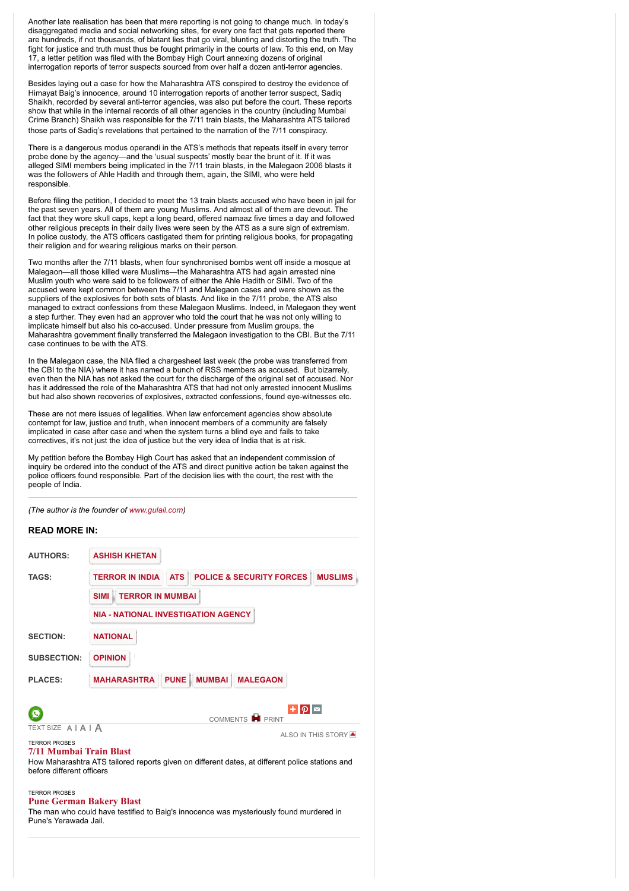Another late realisation has been that mere reporting is not going to change much. In today's disaggregated media and social networking sites, for every one fact that gets reported there are hundreds, if not thousands, of blatant lies that go viral, blunting and distorting the truth. The fight for justice and truth must thus be fought primarily in the courts of law. To this end, on May 17, a letter petition was filed with the Bombay High Court annexing dozens of original interrogation reports of terror suspects sourced from over half a dozen anti-terror agencies.

Besides laying out a case for how the Maharashtra ATS conspired to destroy the evidence of Himayat Baig's innocence, around 10 interrogation reports of another terror suspect, Sadiq Shaikh, recorded by several anti-terror agencies, was also put before the court. These reports show that while in the internal records of all other agencies in the country (including Mumbai Crime Branch) Shaikh was responsible for the 7/11 train blasts, the Maharashtra ATS tailored those parts of Sadiq's revelations that pertained to the narration of the 7/11 conspiracy.

There is a dangerous modus operandi in the ATS's methods that repeats itself in every terror probe done by the agency—and the 'usual suspects' mostly bear the brunt of it. If it was alleged SIMI members being implicated in the 7/11 train blasts, in the Malegaon 2006 blasts it was the followers of Ahle Hadith and through them, again, the SIMI, who were held responsible.

Before filing the petition, I decided to meet the 13 train blasts accused who have been in jail for the past seven years. All of them are young Muslims. And almost all of them are devout. The fact that they wore skull caps, kept a long beard, offered namaaz five times a day and followed other religious precepts in their daily lives were seen by the ATS as a sure sign of extremism. In police custody, the ATS officers castigated them for printing religious books, for propagating their religion and for wearing religious marks on their person.

Two months after the 7/11 blasts, when four synchronised bombs went off inside a mosque at Malegaon—all those killed were Muslims—the Maharashtra ATS had again arrested nine Muslim youth who were said to be followers of either the Ahle Hadith or SIMI. Two of the accused were kept common between the 7/11 and Malegaon cases and were shown as the suppliers of the explosives for both sets of blasts. And like in the 7/11 probe, the ATS also managed to extract confessions from these Malegaon Muslims. Indeed, in Malegaon they went a step further. They even had an approver who told the court that he was not only willing to implicate himself but also his co-accused. Under pressure from Muslim groups, the Maharashtra government finally transferred the Malegaon investigation to the CBI. But the 7/11 case continues to be with the ATS.

In the Malegaon case, the NIA filed a chargesheet last week (the probe was transferred from the CBI to the NIA) where it has named a bunch of RSS members as accused. But bizarrely, even then the NIA has not asked the court for the discharge of the original set of accused. Nor has it addressed the role of the Maharashtra ATS that had not only arrested innocent Muslims but had also shown recoveries of explosives, extracted confessions, found eye-witnesses etc.

These are not mere issues of legalities. When law enforcement agencies show absolute contempt for law, justice and truth, when innocent members of a community are falsely implicated in case after case and when the system turns a blind eye and fails to take correctives, it's not just the idea of justice but the very idea of India that is at risk.

My petition before the Bombay High Court has asked that an independent commission of inquiry be ordered into the conduct of the ATS and direct punitive action be taken against the police officers found responsible. Part of the decision lies with the court, the rest with the people of India.

---

*(The author is the founder of www.gulail.com)*

**READ MORE IN:**

**AUTHORS:** ASHISH KHETAN

**TAGS:** TERROR IN INDIA, ATS, POLICE & SECURITY FORCES, MUSLIMS, SIMI, TERROR IN MUMBAI, NIA - NATIONAL INVESTIGATION AGENCY

**SECTION:** NATIONAL

**SUBSECTION:** OPINION

**PLACES:** MAHARASHTRA, PUNE, MUMBAI, MALEGAON

TERROR PROBES

### 7/11 Mumbai Train Blast

How Maharashtra ATS tailored reports given on different dates, at different police stations and before different officers

TERROR PROBES

### Pune German Bakery Blast

The man who could have testified to Baig's innocence was mysteriously found murdered in Pune's Yerawada Jail.